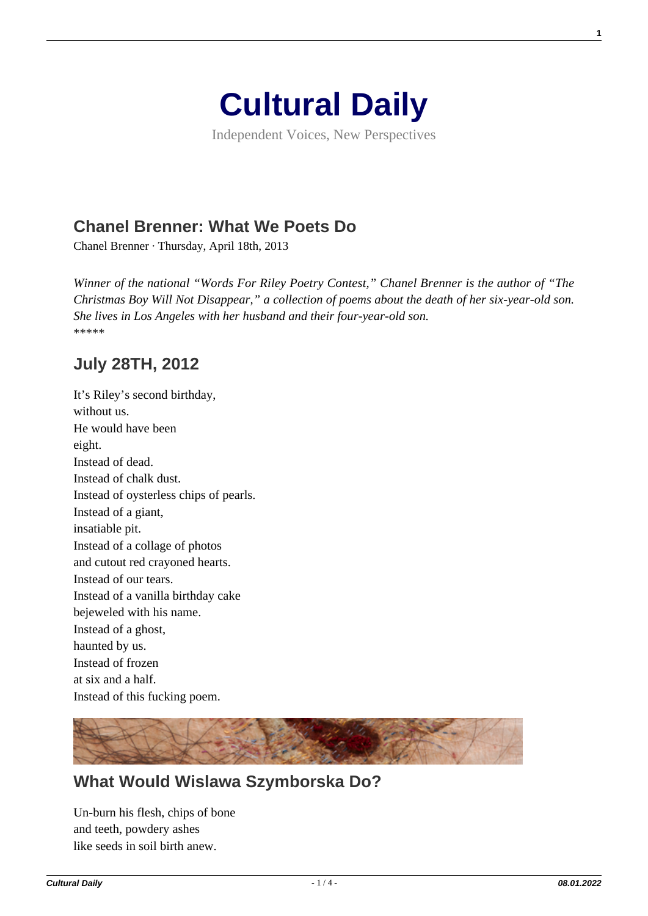# Cultural Daily

Independent Voices, New Perspectives

## Chanel Brenner: What We Poets Do

Chanel Brenner · Thursday, April 18th, 2013

*Winner of the national "Words For Riley Poetry Contest," Chanel Brenner is the author of "The Christmas Boy Will Not Disappear," a collection of poems about the death of her six-year-old son. She lives in Los Angeles with her husband and their four-year-old son.*
*****

## July 28TH, 2012

It's Riley's second birthday,
without us.
He would have been
eight.
Instead of dead.
Instead of chalk dust.
Instead of oysterless chips of pearls.
Instead of a giant,
insatiable pit.
Instead of a collage of photos
and cutout red crayoned hearts.
Instead of our tears.
Instead of a vanilla birthday cake
bejeweled with his name.
Instead of a ghost,
haunted by us.
Instead of frozen
at six and a half.
Instead of this fucking poem.

## What Would Wislawa Szymborska Do?

Un-burn his flesh, chips of bone
and teeth, powdery ashes
like seeds in soil birth anew.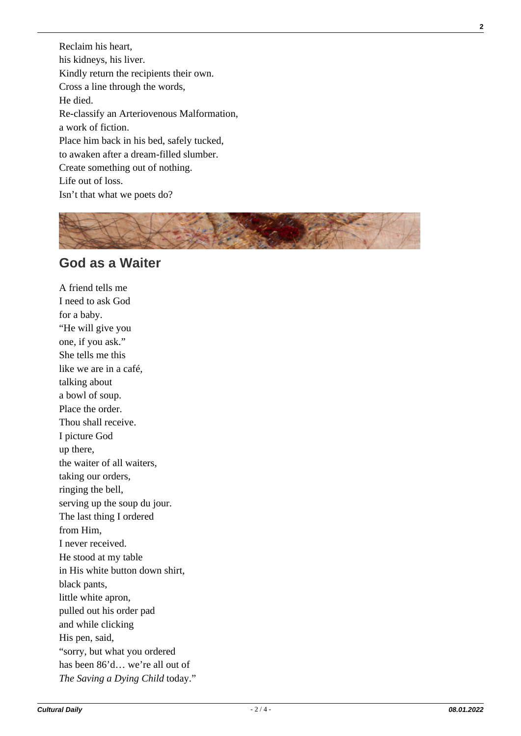Reclaim his heart,
his kidneys, his liver.
Kindly return the recipients their own.
Cross a line through the words,
He died.
Re-classify an Arteriovenous Malformation,
a work of fiction.
Place him back in his bed, safely tucked,
to awaken after a dream-filled slumber.
Create something out of nothing.
Life out of loss.
Isn't that what we poets do?

## God as a Waiter

A friend tells me
I need to ask God
for a baby.
"He will give you
one, if you ask."
She tells me this
like we are in a café,
talking about
a bowl of soup.
Place the order.
Thou shall receive.
I picture God
up there,
the waiter of all waiters,
taking our orders,
ringing the bell,
serving up the soup du jour.
The last thing I ordered
from Him,
I never received.
He stood at my table
in His white button down shirt,
black pants,
little white apron,
pulled out his order pad
and while clicking
His pen, said,
"sorry, but what you ordered
has been 86'd… we're all out of
*The Saving a Dying Child* today."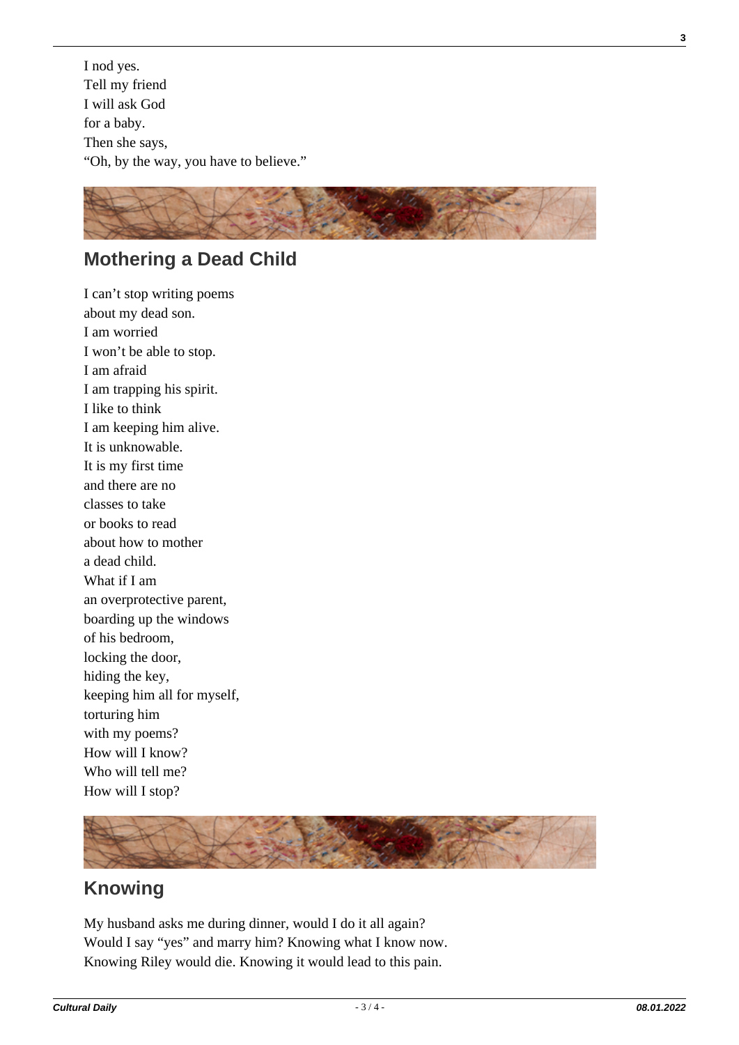I nod yes.
Tell my friend
I will ask God
for a baby.
Then she says,
"Oh, by the way, you have to believe."

## Mothering a Dead Child

I can't stop writing poems
about my dead son.
I am worried
I won't be able to stop.
I am afraid
I am trapping his spirit.
I like to think
I am keeping him alive.
It is unknowable.
It is my first time
and there are no
classes to take
or books to read
about how to mother
a dead child.
What if I am
an overprotective parent,
boarding up the windows
of his bedroom,
locking the door,
hiding the key,
keeping him all for myself,
torturing him
with my poems?
How will I know?
Who will tell me?
How will I stop?

## Knowing

My husband asks me during dinner, would I do it all again?
Would I say "yes" and marry him? Knowing what I know now.
Knowing Riley would die. Knowing it would lead to this pain.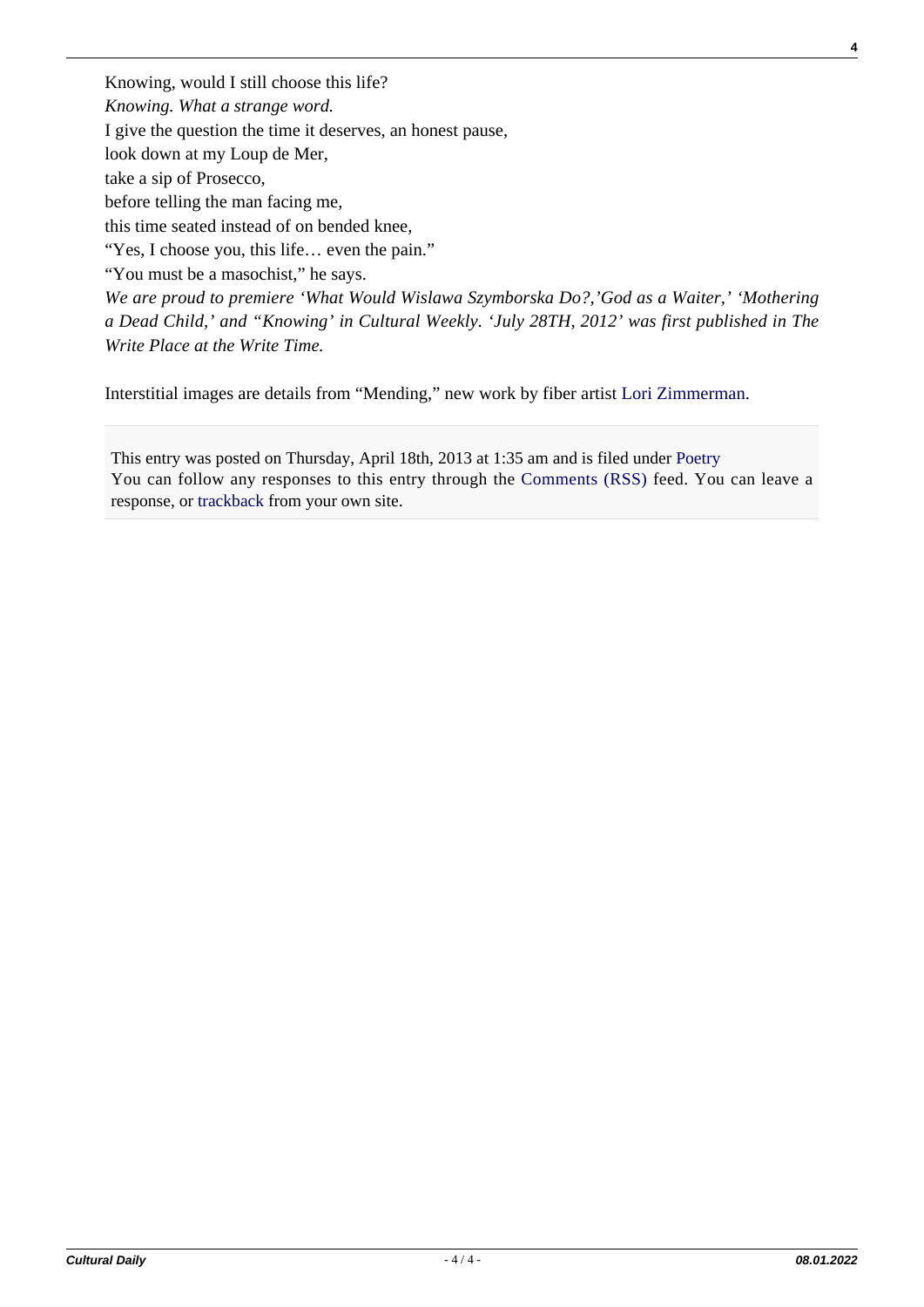Knowing, would I still choose this life?
*Knowing. What a strange word.*
I give the question the time it deserves, an honest pause,
look down at my Loup de Mer,
take a sip of Prosecco,
before telling the man facing me,
this time seated instead of on bended knee,
"Yes, I choose you, this life… even the pain."
"You must be a masochist," he says.
*We are proud to premiere 'What Would Wislawa Szymborska Do?,'God as a Waiter,' 'Mothering a Dead Child,' and "Knowing' in Cultural Weekly. 'July 28TH, 2012' was first published in The Write Place at the Write Time.*

Interstitial images are details from "Mending," new work by fiber artist Lori Zimmerman.

This entry was posted on Thursday, April 18th, 2013 at 1:35 am and is filed under Poetry
You can follow any responses to this entry through the Comments (RSS) feed. You can leave a response, or trackback from your own site.